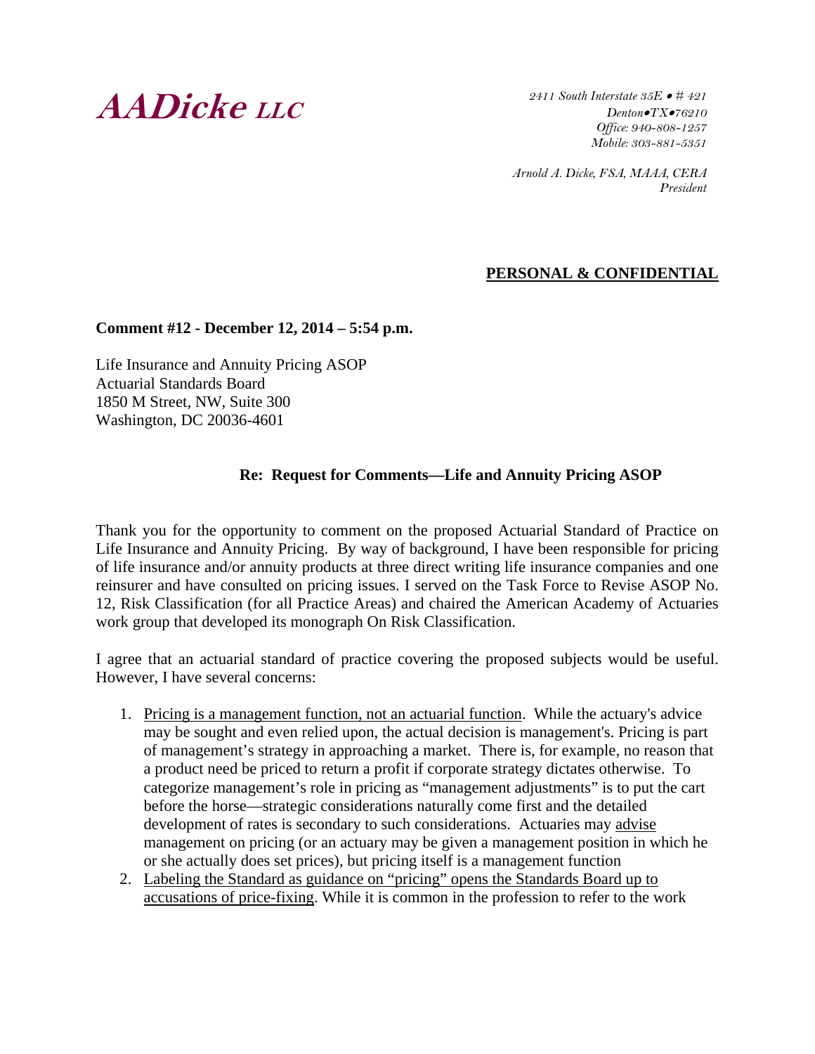**AADicke LLC**

*2411 South Interstate 35E • # 421*
*Denton•TX•76210*
*Office: 940-808-1257*
*Mobile: 303-881-5351*

*Arnold A. Dicke, FSA, MAAA, CERA*
*President*

**PERSONAL & CONFIDENTIAL**

**Comment #12 - December 12, 2014 – 5:54 p.m.**

Life Insurance and Annuity Pricing ASOP
Actuarial Standards Board
1850 M Street, NW, Suite 300
Washington, DC 20036-4601

**Re: Request for Comments—Life and Annuity Pricing ASOP**

Thank you for the opportunity to comment on the proposed Actuarial Standard of Practice on Life Insurance and Annuity Pricing. By way of background, I have been responsible for pricing of life insurance and/or annuity products at three direct writing life insurance companies and one reinsurer and have consulted on pricing issues. I served on the Task Force to Revise ASOP No. 12, Risk Classification (for all Practice Areas) and chaired the American Academy of Actuaries work group that developed its monograph On Risk Classification.

I agree that an actuarial standard of practice covering the proposed subjects would be useful. However, I have several concerns:

1. Pricing is a management function, not an actuarial function. While the actuary's advice may be sought and even relied upon, the actual decision is management's. Pricing is part of management's strategy in approaching a market. There is, for example, no reason that a product need be priced to return a profit if corporate strategy dictates otherwise. To categorize management's role in pricing as "management adjustments" is to put the cart before the horse—strategic considerations naturally come first and the detailed development of rates is secondary to such considerations. Actuaries may advise management on pricing (or an actuary may be given a management position in which he or she actually does set prices), but pricing itself is a management function
2. Labeling the Standard as guidance on "pricing" opens the Standards Board up to accusations of price-fixing. While it is common in the profession to refer to the work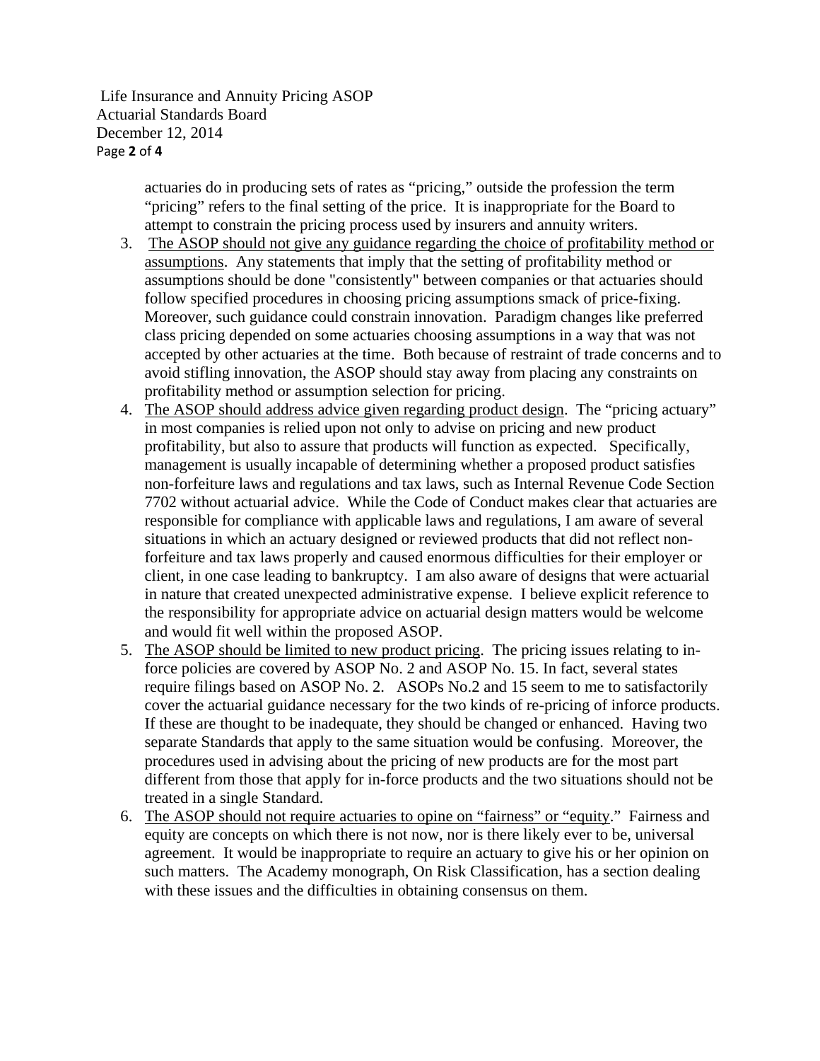actuaries do in producing sets of rates as "pricing," outside the profession the term "pricing" refers to the final setting of the price. It is inappropriate for the Board to attempt to constrain the pricing process used by insurers and annuity writers.

3. The ASOP should not give any guidance regarding the choice of profitability method or assumptions. Any statements that imply that the setting of profitability method or assumptions should be done "consistently" between companies or that actuaries should follow specified procedures in choosing pricing assumptions smack of price-fixing. Moreover, such guidance could constrain innovation. Paradigm changes like preferred class pricing depended on some actuaries choosing assumptions in a way that was not accepted by other actuaries at the time. Both because of restraint of trade concerns and to avoid stifling innovation, the ASOP should stay away from placing any constraints on profitability method or assumption selection for pricing.
4. The ASOP should address advice given regarding product design. The "pricing actuary" in most companies is relied upon not only to advise on pricing and new product profitability, but also to assure that products will function as expected. Specifically, management is usually incapable of determining whether a proposed product satisfies non-forfeiture laws and regulations and tax laws, such as Internal Revenue Code Section 7702 without actuarial advice. While the Code of Conduct makes clear that actuaries are responsible for compliance with applicable laws and regulations, I am aware of several situations in which an actuary designed or reviewed products that did not reflect non-forfeiture and tax laws properly and caused enormous difficulties for their employer or client, in one case leading to bankruptcy. I am also aware of designs that were actuarial in nature that created unexpected administrative expense. I believe explicit reference to the responsibility for appropriate advice on actuarial design matters would be welcome and would fit well within the proposed ASOP.
5. The ASOP should be limited to new product pricing. The pricing issues relating to in-force policies are covered by ASOP No. 2 and ASOP No. 15. In fact, several states require filings based on ASOP No. 2. ASOPs No.2 and 15 seem to me to satisfactorily cover the actuarial guidance necessary for the two kinds of re-pricing of inforce products. If these are thought to be inadequate, they should be changed or enhanced. Having two separate Standards that apply to the same situation would be confusing. Moreover, the procedures used in advising about the pricing of new products are for the most part different from those that apply for in-force products and the two situations should not be treated in a single Standard.
6. The ASOP should not require actuaries to opine on "fairness" or "equity." Fairness and equity are concepts on which there is not now, nor is there likely ever to be, universal agreement. It would be inappropriate to require an actuary to give his or her opinion on such matters. The Academy monograph, On Risk Classification, has a section dealing with these issues and the difficulties in obtaining consensus on them.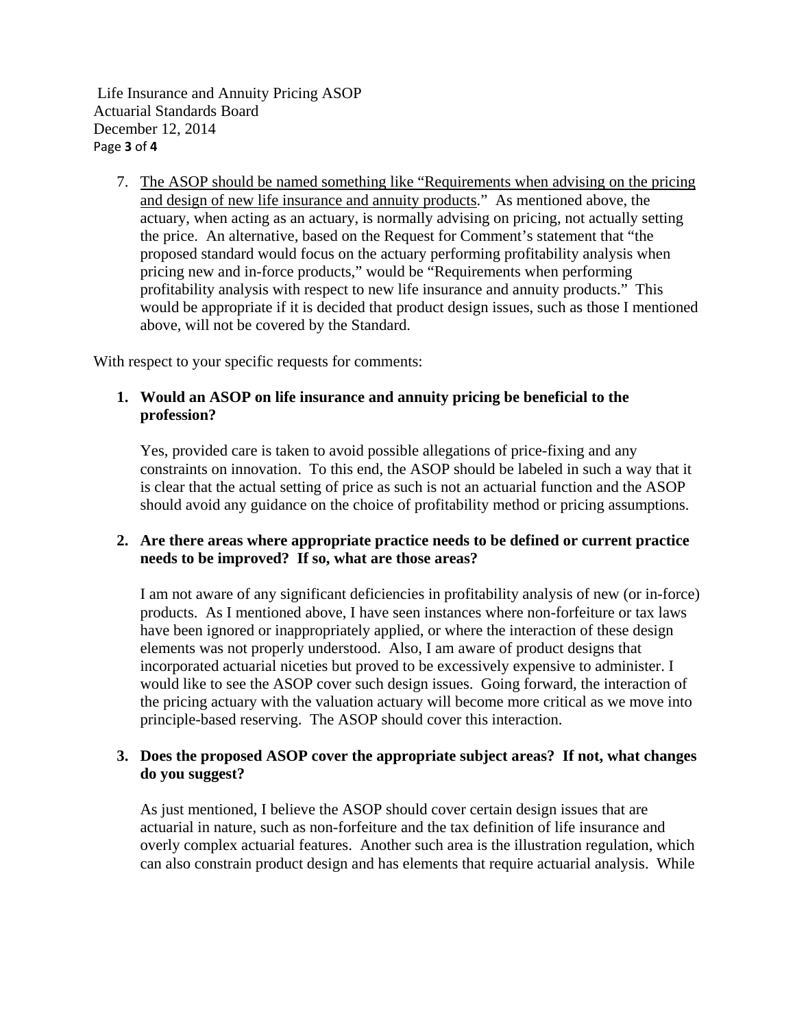7. <u>The ASOP should be named something like "Requirements when advising on the pricing and design of new life insurance and annuity products</u>." As mentioned above, the actuary, when acting as an actuary, is normally advising on pricing, not actually setting the price. An alternative, based on the Request for Comment's statement that "the proposed standard would focus on the actuary performing profitability analysis when pricing new and in-force products," would be "Requirements when performing profitability analysis with respect to new life insurance and annuity products." This would be appropriate if it is decided that product design issues, such as those I mentioned above, will not be covered by the Standard.

With respect to your specific requests for comments:

1. **Would an ASOP on life insurance and annuity pricing be beneficial to the profession?**

   Yes, provided care is taken to avoid possible allegations of price-fixing and any constraints on innovation. To this end, the ASOP should be labeled in such a way that it is clear that the actual setting of price as such is not an actuarial function and the ASOP should avoid any guidance on the choice of profitability method or pricing assumptions.

2. **Are there areas where appropriate practice needs to be defined or current practice needs to be improved? If so, what are those areas?**

   I am not aware of any significant deficiencies in profitability analysis of new (or in-force) products. As I mentioned above, I have seen instances where non-forfeiture or tax laws have been ignored or inappropriately applied, or where the interaction of these design elements was not properly understood. Also, I am aware of product designs that incorporated actuarial niceties but proved to be excessively expensive to administer. I would like to see the ASOP cover such design issues. Going forward, the interaction of the pricing actuary with the valuation actuary will become more critical as we move into principle-based reserving. The ASOP should cover this interaction.

3. **Does the proposed ASOP cover the appropriate subject areas? If not, what changes do you suggest?**

   As just mentioned, I believe the ASOP should cover certain design issues that are actuarial in nature, such as non-forfeiture and the tax definition of life insurance and overly complex actuarial features. Another such area is the illustration regulation, which can also constrain product design and has elements that require actuarial analysis. While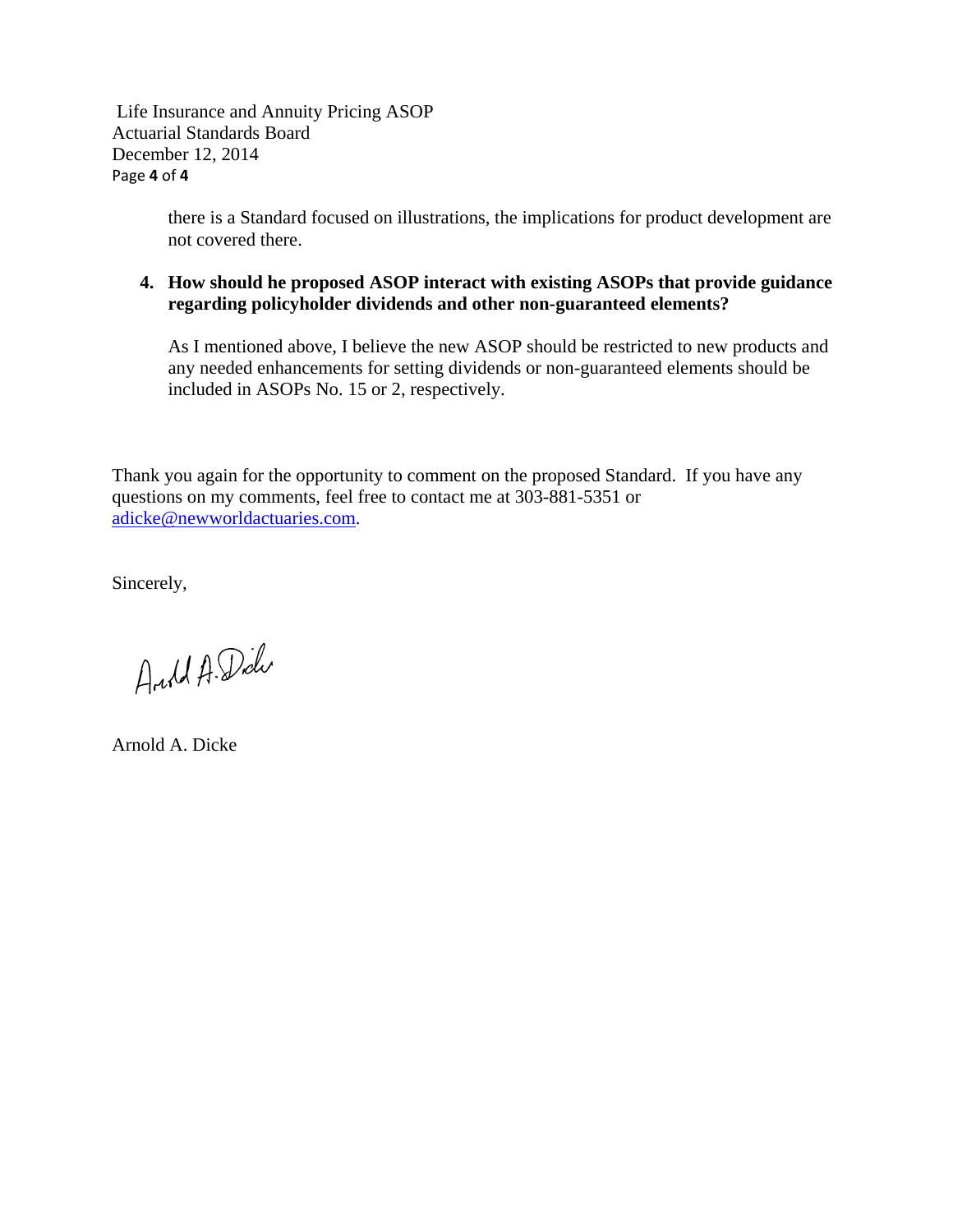there is a Standard focused on illustrations, the implications for product development are not covered there.

4. **How should he proposed ASOP interact with existing ASOPs that provide guidance regarding policyholder dividends and other non-guaranteed elements?**

   As I mentioned above, I believe the new ASOP should be restricted to new products and any needed enhancements for setting dividends or non-guaranteed elements should be included in ASOPs No. 15 or 2, respectively.

Thank you again for the opportunity to comment on the proposed Standard. If you have any questions on my comments, feel free to contact me at 303-881-5351 or adicke@newworldactuaries.com.

Sincerely,

Arnold A. Dicke

Arnold A. Dicke